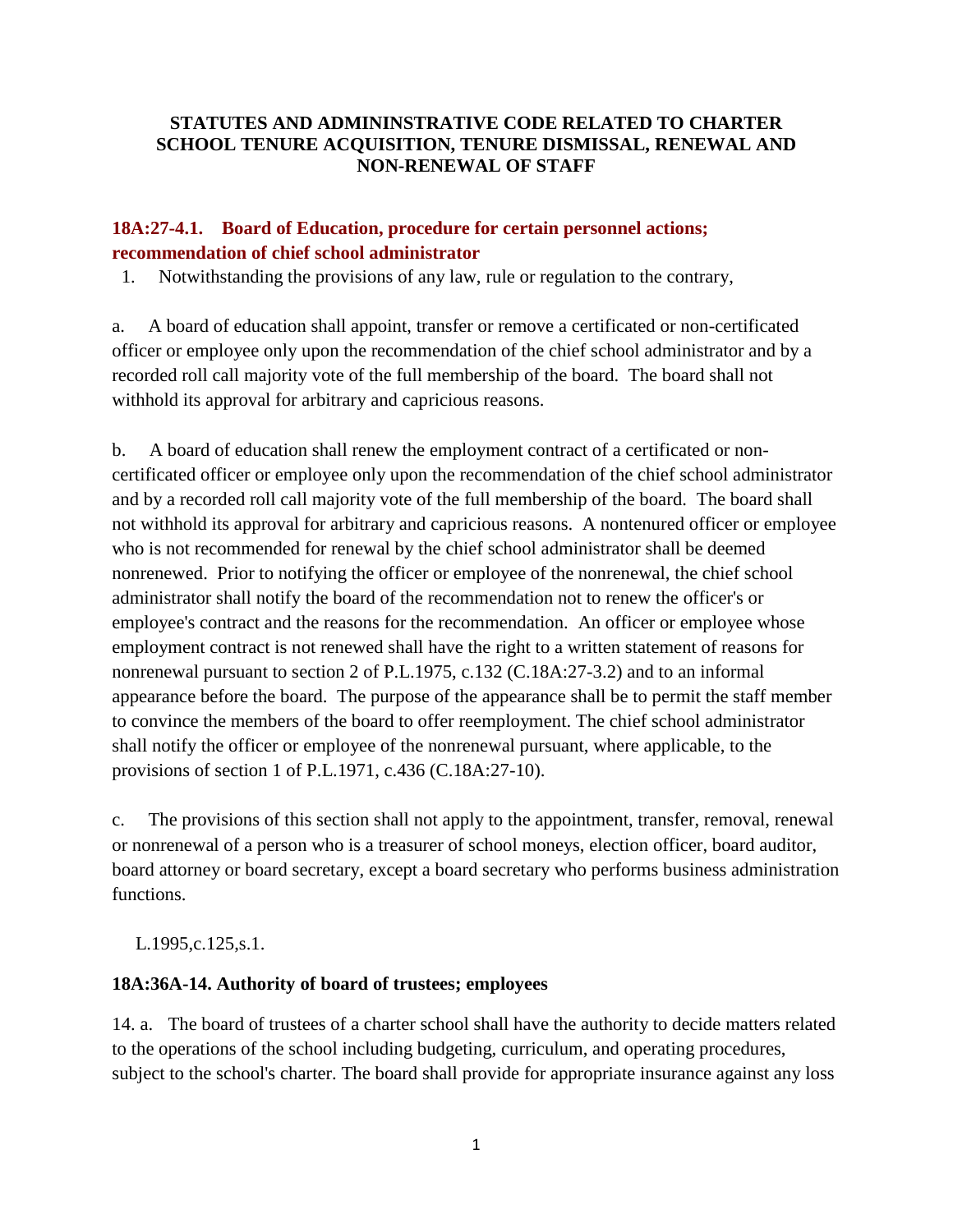# STATUTES AND ADMININSTRATIVE CODE RELATED TO CHARTER SCHOOL TENURE ACQUISITION, TENURE DISMISSAL, RENEWAL AND NON-RENEWAL OF STAFF

## 18A:27-4.1. Board of Education, procedure for certain personnel actions; recommendation of chief school administrator

1. Notwithstanding the provisions of any law, rule or regulation to the contrary,

a. A board of education shall appoint, transfer or remove a certificated or non-certificated officer or employee only upon the recommendation of the chief school administrator and by a recorded roll call majority vote of the full membership of the board. The board shall not withhold its approval for arbitrary and capricious reasons.

b. A board of education shall renew the employment contract of a certificated or non-certificated officer or employee only upon the recommendation of the chief school administrator and by a recorded roll call majority vote of the full membership of the board. The board shall not withhold its approval for arbitrary and capricious reasons. A nontenured officer or employee who is not recommended for renewal by the chief school administrator shall be deemed nonrenewed. Prior to notifying the officer or employee of the nonrenewal, the chief school administrator shall notify the board of the recommendation not to renew the officer's or employee's contract and the reasons for the recommendation. An officer or employee whose employment contract is not renewed shall have the right to a written statement of reasons for nonrenewal pursuant to section 2 of P.L.1975, c.132 (C.18A:27-3.2) and to an informal appearance before the board. The purpose of the appearance shall be to permit the staff member to convince the members of the board to offer reemployment. The chief school administrator shall notify the officer or employee of the nonrenewal pursuant, where applicable, to the provisions of section 1 of P.L.1971, c.436 (C.18A:27-10).

c. The provisions of this section shall not apply to the appointment, transfer, removal, renewal or nonrenewal of a person who is a treasurer of school moneys, election officer, board auditor, board attorney or board secretary, except a board secretary who performs business administration functions.

L.1995,c.125,s.1.

**18A:36A-14. Authority of board of trustees; employees**

14. a. The board of trustees of a charter school shall have the authority to decide matters related to the operations of the school including budgeting, curriculum, and operating procedures, subject to the school's charter. The board shall provide for appropriate insurance against any loss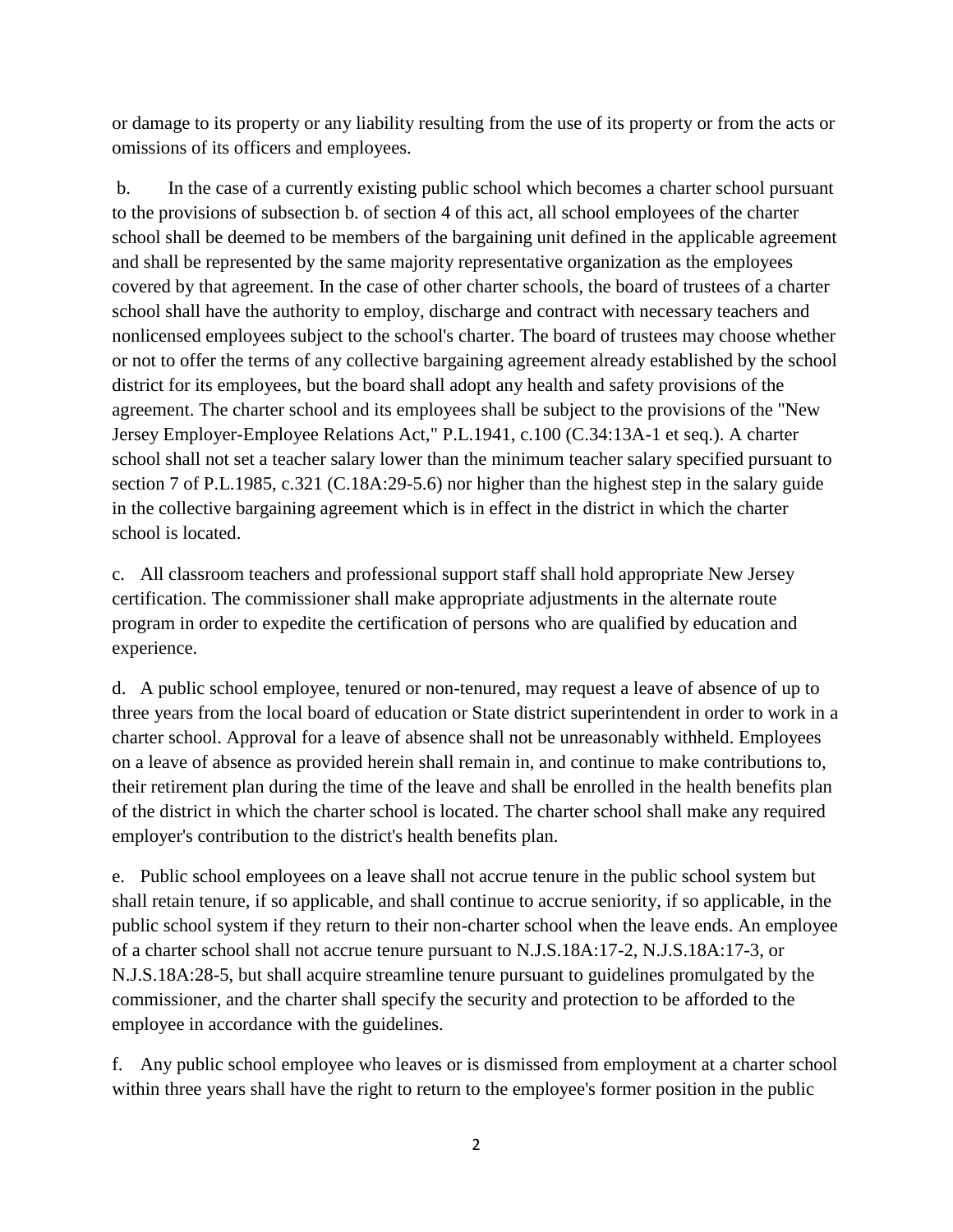or damage to its property or any liability resulting from the use of its property or from the acts or omissions of its officers and employees.

b. In the case of a currently existing public school which becomes a charter school pursuant to the provisions of subsection b. of section 4 of this act, all school employees of the charter school shall be deemed to be members of the bargaining unit defined in the applicable agreement and shall be represented by the same majority representative organization as the employees covered by that agreement. In the case of other charter schools, the board of trustees of a charter school shall have the authority to employ, discharge and contract with necessary teachers and nonlicensed employees subject to the school's charter. The board of trustees may choose whether or not to offer the terms of any collective bargaining agreement already established by the school district for its employees, but the board shall adopt any health and safety provisions of the agreement. The charter school and its employees shall be subject to the provisions of the "New Jersey Employer-Employee Relations Act," P.L.1941, c.100 (C.34:13A-1 et seq.). A charter school shall not set a teacher salary lower than the minimum teacher salary specified pursuant to section 7 of P.L.1985, c.321 (C.18A:29-5.6) nor higher than the highest step in the salary guide in the collective bargaining agreement which is in effect in the district in which the charter school is located.

c. All classroom teachers and professional support staff shall hold appropriate New Jersey certification. The commissioner shall make appropriate adjustments in the alternate route program in order to expedite the certification of persons who are qualified by education and experience.

d. A public school employee, tenured or non-tenured, may request a leave of absence of up to three years from the local board of education or State district superintendent in order to work in a charter school. Approval for a leave of absence shall not be unreasonably withheld. Employees on a leave of absence as provided herein shall remain in, and continue to make contributions to, their retirement plan during the time of the leave and shall be enrolled in the health benefits plan of the district in which the charter school is located. The charter school shall make any required employer's contribution to the district's health benefits plan.

e. Public school employees on a leave shall not accrue tenure in the public school system but shall retain tenure, if so applicable, and shall continue to accrue seniority, if so applicable, in the public school system if they return to their non-charter school when the leave ends. An employee of a charter school shall not accrue tenure pursuant to N.J.S.18A:17-2, N.J.S.18A:17-3, or N.J.S.18A:28-5, but shall acquire streamline tenure pursuant to guidelines promulgated by the commissioner, and the charter shall specify the security and protection to be afforded to the employee in accordance with the guidelines.

f. Any public school employee who leaves or is dismissed from employment at a charter school within three years shall have the right to return to the employee's former position in the public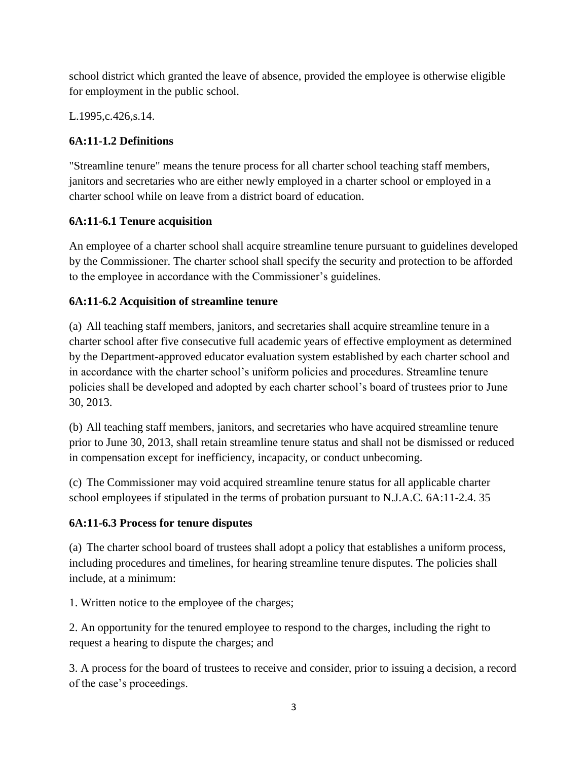school district which granted the leave of absence, provided the employee is otherwise eligible for employment in the public school.

L.1995,c.426,s.14.

### 6A:11-1.2 Definitions

"Streamline tenure" means the tenure process for all charter school teaching staff members, janitors and secretaries who are either newly employed in a charter school or employed in a charter school while on leave from a district board of education.

### 6A:11-6.1 Tenure acquisition

An employee of a charter school shall acquire streamline tenure pursuant to guidelines developed by the Commissioner. The charter school shall specify the security and protection to be afforded to the employee in accordance with the Commissioner's guidelines.

### 6A:11-6.2 Acquisition of streamline tenure

(a) All teaching staff members, janitors, and secretaries shall acquire streamline tenure in a charter school after five consecutive full academic years of effective employment as determined by the Department-approved educator evaluation system established by each charter school and in accordance with the charter school's uniform policies and procedures. Streamline tenure policies shall be developed and adopted by each charter school's board of trustees prior to June 30, 2013.

(b) All teaching staff members, janitors, and secretaries who have acquired streamline tenure prior to June 30, 2013, shall retain streamline tenure status and shall not be dismissed or reduced in compensation except for inefficiency, incapacity, or conduct unbecoming.

(c) The Commissioner may void acquired streamline tenure status for all applicable charter school employees if stipulated in the terms of probation pursuant to N.J.A.C. 6A:11-2.4. 35

### 6A:11-6.3 Process for tenure disputes

(a) The charter school board of trustees shall adopt a policy that establishes a uniform process, including procedures and timelines, for hearing streamline tenure disputes. The policies shall include, at a minimum:

1. Written notice to the employee of the charges;

2. An opportunity for the tenured employee to respond to the charges, including the right to request a hearing to dispute the charges; and

3. A process for the board of trustees to receive and consider, prior to issuing a decision, a record of the case's proceedings.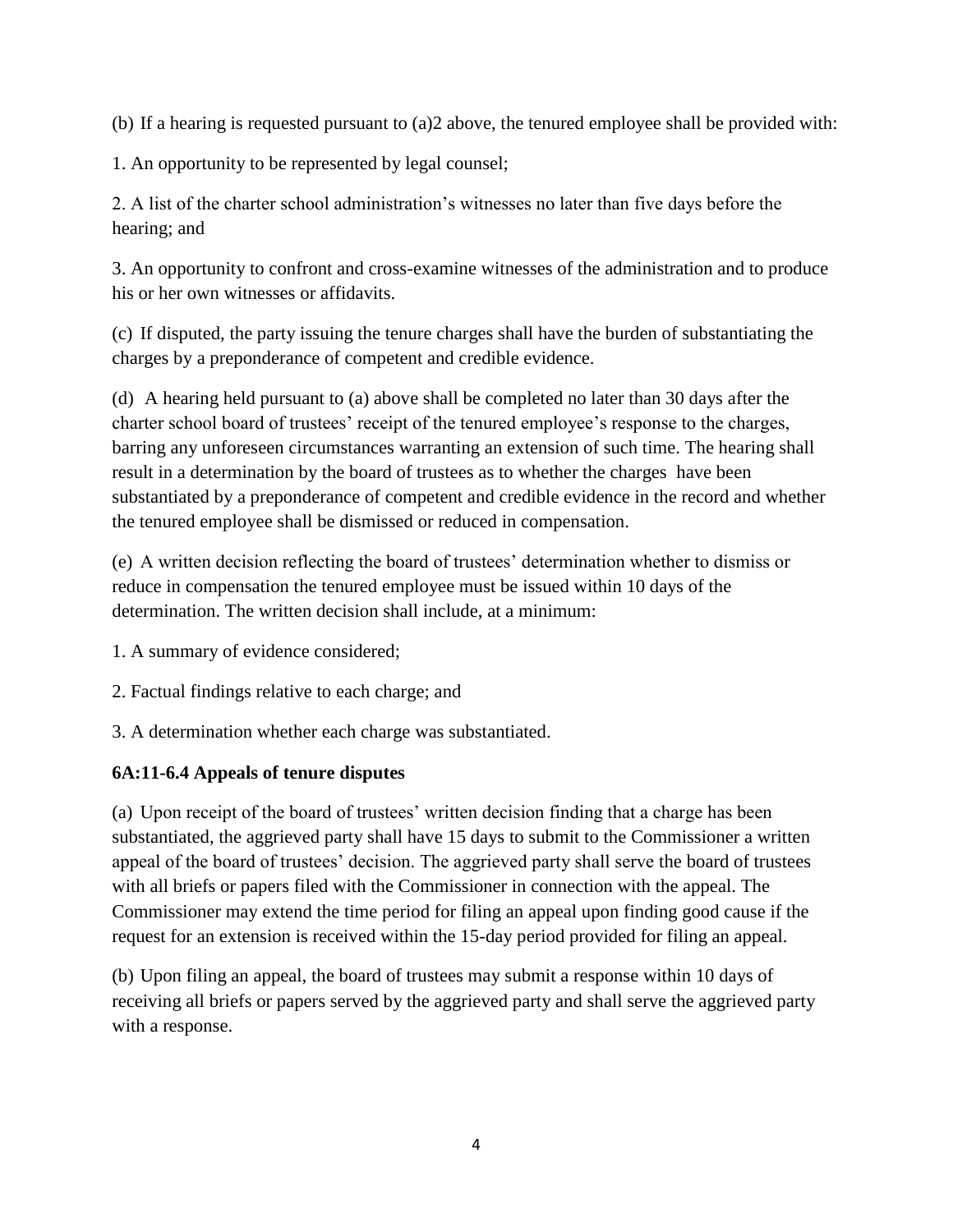(b) If a hearing is requested pursuant to (a)2 above, the tenured employee shall be provided with:

1. An opportunity to be represented by legal counsel;

2. A list of the charter school administration's witnesses no later than five days before the hearing; and

3. An opportunity to confront and cross-examine witnesses of the administration and to produce his or her own witnesses or affidavits.

(c) If disputed, the party issuing the tenure charges shall have the burden of substantiating the charges by a preponderance of competent and credible evidence.

(d) A hearing held pursuant to (a) above shall be completed no later than 30 days after the charter school board of trustees' receipt of the tenured employee's response to the charges, barring any unforeseen circumstances warranting an extension of such time. The hearing shall result in a determination by the board of trustees as to whether the charges have been substantiated by a preponderance of competent and credible evidence in the record and whether the tenured employee shall be dismissed or reduced in compensation.

(e) A written decision reflecting the board of trustees' determination whether to dismiss or reduce in compensation the tenured employee must be issued within 10 days of the determination. The written decision shall include, at a minimum:

1. A summary of evidence considered;

2. Factual findings relative to each charge; and

3. A determination whether each charge was substantiated.

**6A:11-6.4 Appeals of tenure disputes**

(a) Upon receipt of the board of trustees' written decision finding that a charge has been substantiated, the aggrieved party shall have 15 days to submit to the Commissioner a written appeal of the board of trustees' decision. The aggrieved party shall serve the board of trustees with all briefs or papers filed with the Commissioner in connection with the appeal. The Commissioner may extend the time period for filing an appeal upon finding good cause if the request for an extension is received within the 15-day period provided for filing an appeal.

(b) Upon filing an appeal, the board of trustees may submit a response within 10 days of receiving all briefs or papers served by the aggrieved party and shall serve the aggrieved party with a response.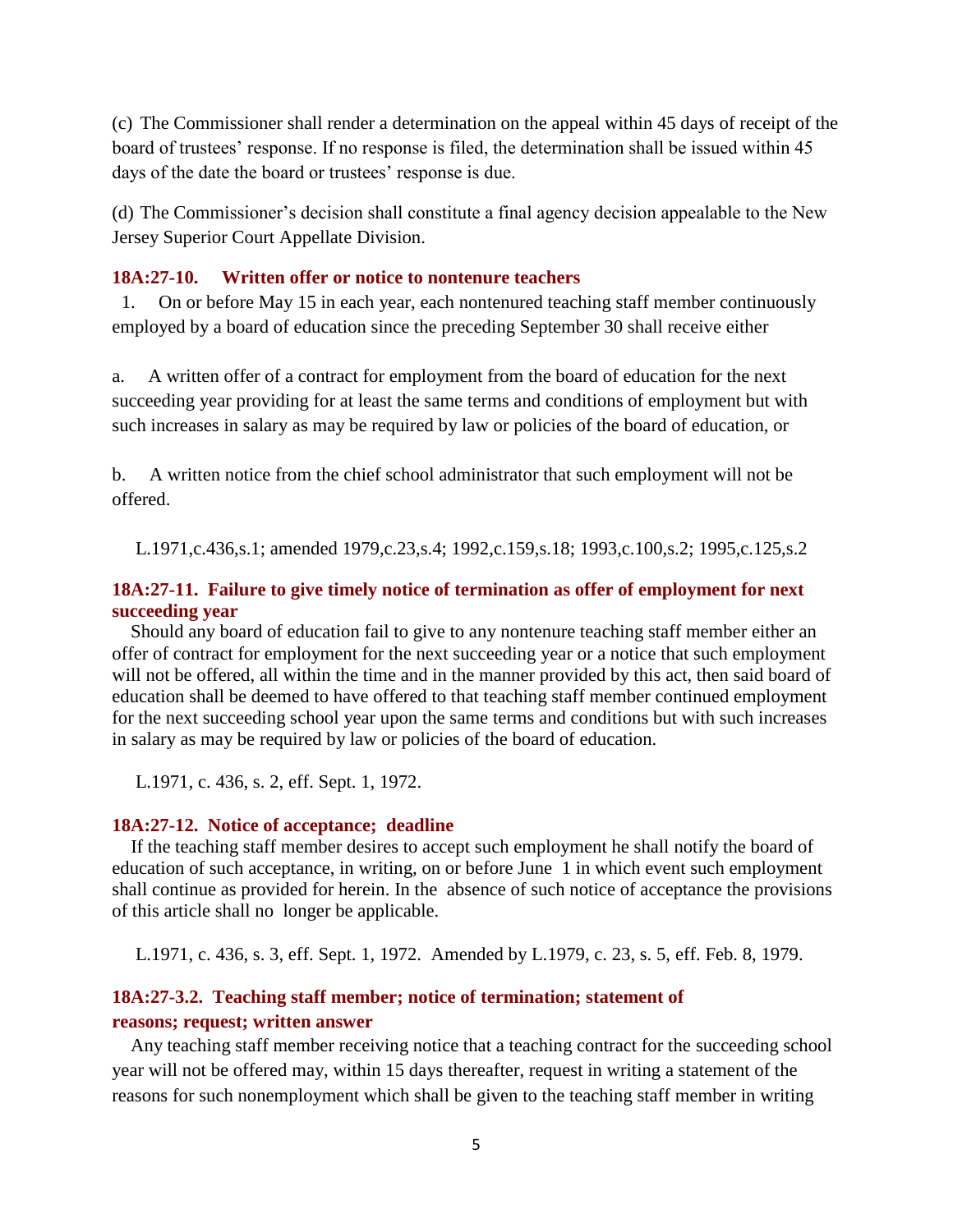(c) The Commissioner shall render a determination on the appeal within 45 days of receipt of the board of trustees' response. If no response is filed, the determination shall be issued within 45 days of the date the board or trustees' response is due.

(d) The Commissioner's decision shall constitute a final agency decision appealable to the New Jersey Superior Court Appellate Division.

### 18A:27-10. Written offer or notice to nontenure teachers

1. On or before May 15 in each year, each nontenured teaching staff member continuously employed by a board of education since the preceding September 30 shall receive either

a. A written offer of a contract for employment from the board of education for the next succeeding year providing for at least the same terms and conditions of employment but with such increases in salary as may be required by law or policies of the board of education, or

b. A written notice from the chief school administrator that such employment will not be offered.

L.1971,c.436,s.1; amended 1979,c.23,s.4; 1992,c.159,s.18; 1993,c.100,s.2; 1995,c.125,s.2

### 18A:27-11. Failure to give timely notice of termination as offer of employment for next succeeding year

Should any board of education fail to give to any nontenure teaching staff member either an offer of contract for employment for the next succeeding year or a notice that such employment will not be offered, all within the time and in the manner provided by this act, then said board of education shall be deemed to have offered to that teaching staff member continued employment for the next succeeding school year upon the same terms and conditions but with such increases in salary as may be required by law or policies of the board of education.

L.1971, c. 436, s. 2, eff. Sept. 1, 1972.

### 18A:27-12. Notice of acceptance; deadline

If the teaching staff member desires to accept such employment he shall notify the board of education of such acceptance, in writing, on or before June 1 in which event such employment shall continue as provided for herein. In the absence of such notice of acceptance the provisions of this article shall no longer be applicable.

L.1971, c. 436, s. 3, eff. Sept. 1, 1972. Amended by L.1979, c. 23, s. 5, eff. Feb. 8, 1979.

### 18A:27-3.2. Teaching staff member; notice of termination; statement of reasons; request; written answer

Any teaching staff member receiving notice that a teaching contract for the succeeding school year will not be offered may, within 15 days thereafter, request in writing a statement of the reasons for such nonemployment which shall be given to the teaching staff member in writing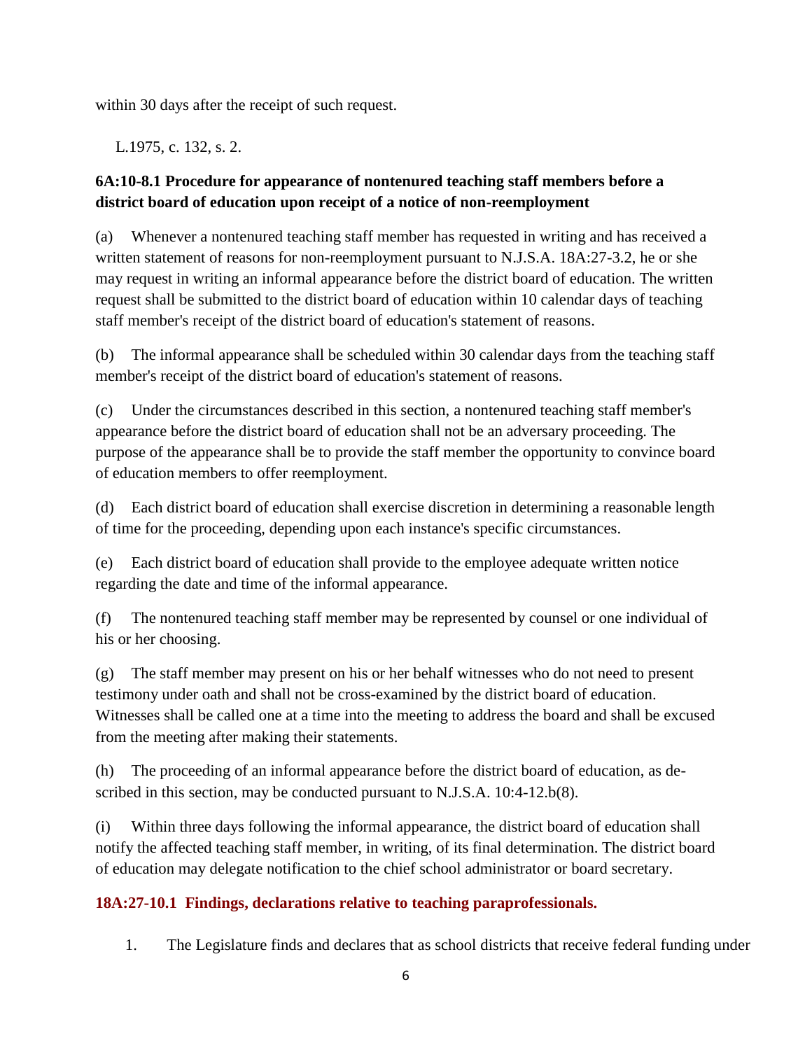within 30 days after the receipt of such request.

L.1975, c. 132, s. 2.

**6A:10-8.1 Procedure for appearance of nontenured teaching staff members before a district board of education upon receipt of a notice of non-reemployment**

(a) Whenever a nontenured teaching staff member has requested in writing and has received a written statement of reasons for non-reemployment pursuant to N.J.S.A. 18A:27-3.2, he or she may request in writing an informal appearance before the district board of education. The written request shall be submitted to the district board of education within 10 calendar days of teaching staff member's receipt of the district board of education's statement of reasons.

(b) The informal appearance shall be scheduled within 30 calendar days from the teaching staff member's receipt of the district board of education's statement of reasons.

(c) Under the circumstances described in this section, a nontenured teaching staff member's appearance before the district board of education shall not be an adversary proceeding. The purpose of the appearance shall be to provide the staff member the opportunity to convince board of education members to offer reemployment.

(d) Each district board of education shall exercise discretion in determining a reasonable length of time for the proceeding, depending upon each instance's specific circumstances.

(e) Each district board of education shall provide to the employee adequate written notice regarding the date and time of the informal appearance.

(f) The nontenured teaching staff member may be represented by counsel or one individual of his or her choosing.

(g) The staff member may present on his or her behalf witnesses who do not need to present testimony under oath and shall not be cross-examined by the district board of education. Witnesses shall be called one at a time into the meeting to address the board and shall be excused from the meeting after making their statements.

(h) The proceeding of an informal appearance before the district board of education, as described in this section, may be conducted pursuant to N.J.S.A. 10:4-12.b(8).

(i) Within three days following the informal appearance, the district board of education shall notify the affected teaching staff member, in writing, of its final determination. The district board of education may delegate notification to the chief school administrator or board secretary.

**18A:27-10.1 Findings, declarations relative to teaching paraprofessionals.**

1. The Legislature finds and declares that as school districts that receive federal funding under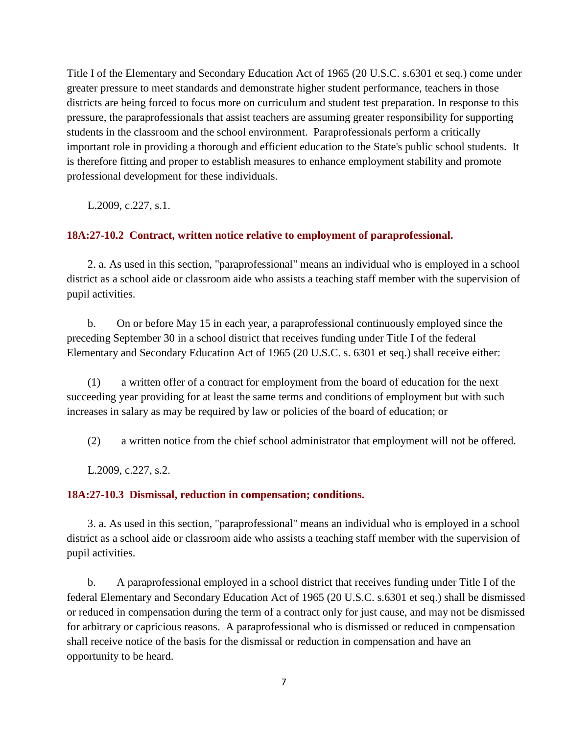Title I of the Elementary and Secondary Education Act of 1965 (20 U.S.C. s.6301 et seq.) come under greater pressure to meet standards and demonstrate higher student performance, teachers in those districts are being forced to focus more on curriculum and student test preparation. In response to this pressure, the paraprofessionals that assist teachers are assuming greater responsibility for supporting students in the classroom and the school environment. Paraprofessionals perform a critically important role in providing a thorough and efficient education to the State's public school students. It is therefore fitting and proper to establish measures to enhance employment stability and promote professional development for these individuals.

L.2009, c.227, s.1.

**18A:27-10.2 Contract, written notice relative to employment of paraprofessional.**

2. a. As used in this section, "paraprofessional" means an individual who is employed in a school district as a school aide or classroom aide who assists a teaching staff member with the supervision of pupil activities.

b. On or before May 15 in each year, a paraprofessional continuously employed since the preceding September 30 in a school district that receives funding under Title I of the federal Elementary and Secondary Education Act of 1965 (20 U.S.C. s. 6301 et seq.) shall receive either:

(1) a written offer of a contract for employment from the board of education for the next succeeding year providing for at least the same terms and conditions of employment but with such increases in salary as may be required by law or policies of the board of education; or

(2) a written notice from the chief school administrator that employment will not be offered.

L.2009, c.227, s.2.

**18A:27-10.3 Dismissal, reduction in compensation; conditions.**

3. a. As used in this section, "paraprofessional" means an individual who is employed in a school district as a school aide or classroom aide who assists a teaching staff member with the supervision of pupil activities.

b. A paraprofessional employed in a school district that receives funding under Title I of the federal Elementary and Secondary Education Act of 1965 (20 U.S.C. s.6301 et seq.) shall be dismissed or reduced in compensation during the term of a contract only for just cause, and may not be dismissed for arbitrary or capricious reasons. A paraprofessional who is dismissed or reduced in compensation shall receive notice of the basis for the dismissal or reduction in compensation and have an opportunity to be heard.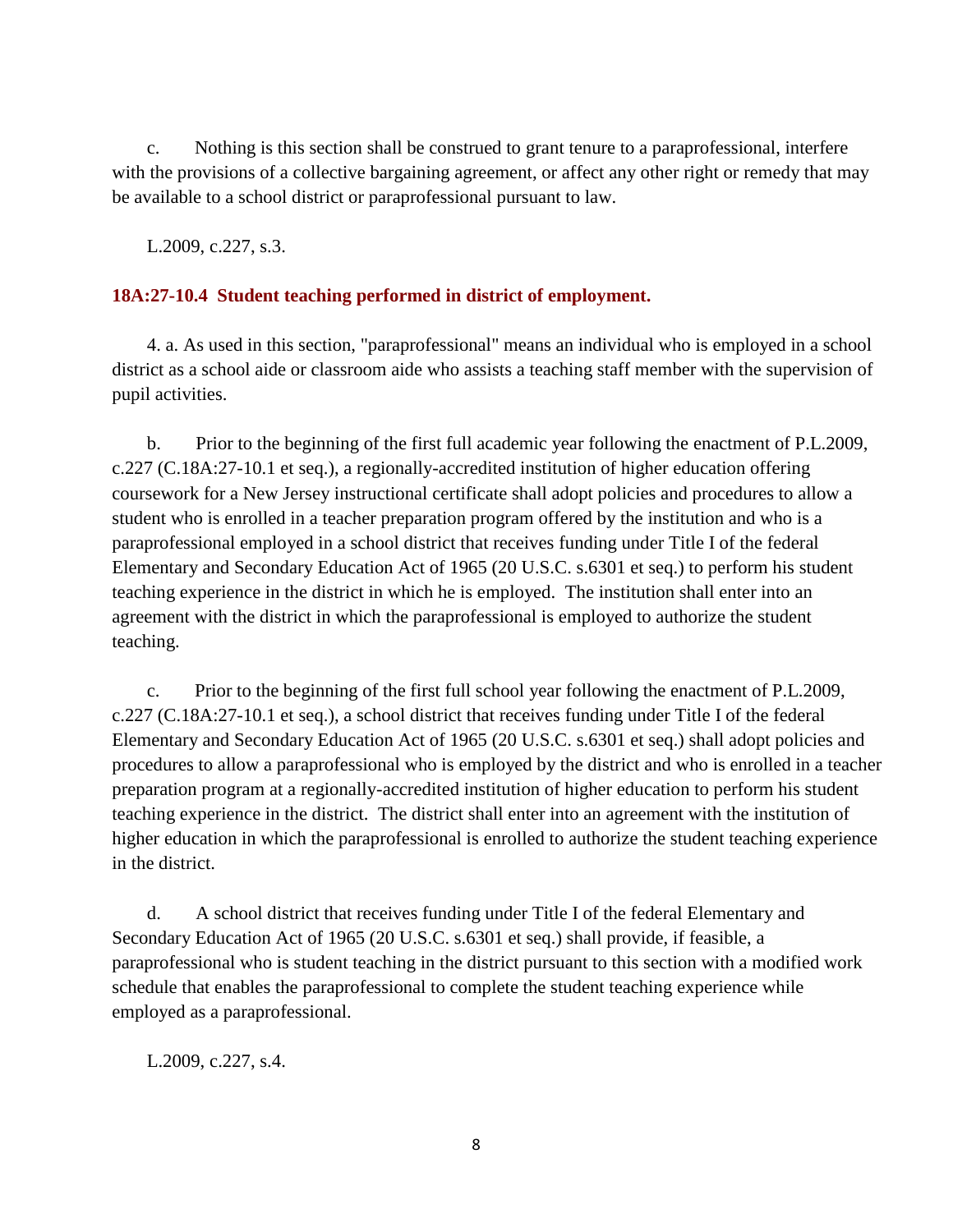c. Nothing is this section shall be construed to grant tenure to a paraprofessional, interfere with the provisions of a collective bargaining agreement, or affect any other right or remedy that may be available to a school district or paraprofessional pursuant to law.

L.2009, c.227, s.3.

**18A:27-10.4 Student teaching performed in district of employment.**

4. a. As used in this section, "paraprofessional" means an individual who is employed in a school district as a school aide or classroom aide who assists a teaching staff member with the supervision of pupil activities.

b. Prior to the beginning of the first full academic year following the enactment of P.L.2009, c.227 (C.18A:27-10.1 et seq.), a regionally-accredited institution of higher education offering coursework for a New Jersey instructional certificate shall adopt policies and procedures to allow a student who is enrolled in a teacher preparation program offered by the institution and who is a paraprofessional employed in a school district that receives funding under Title I of the federal Elementary and Secondary Education Act of 1965 (20 U.S.C. s.6301 et seq.) to perform his student teaching experience in the district in which he is employed. The institution shall enter into an agreement with the district in which the paraprofessional is employed to authorize the student teaching.

c. Prior to the beginning of the first full school year following the enactment of P.L.2009, c.227 (C.18A:27-10.1 et seq.), a school district that receives funding under Title I of the federal Elementary and Secondary Education Act of 1965 (20 U.S.C. s.6301 et seq.) shall adopt policies and procedures to allow a paraprofessional who is employed by the district and who is enrolled in a teacher preparation program at a regionally-accredited institution of higher education to perform his student teaching experience in the district. The district shall enter into an agreement with the institution of higher education in which the paraprofessional is enrolled to authorize the student teaching experience in the district.

d. A school district that receives funding under Title I of the federal Elementary and Secondary Education Act of 1965 (20 U.S.C. s.6301 et seq.) shall provide, if feasible, a paraprofessional who is student teaching in the district pursuant to this section with a modified work schedule that enables the paraprofessional to complete the student teaching experience while employed as a paraprofessional.

L.2009, c.227, s.4.